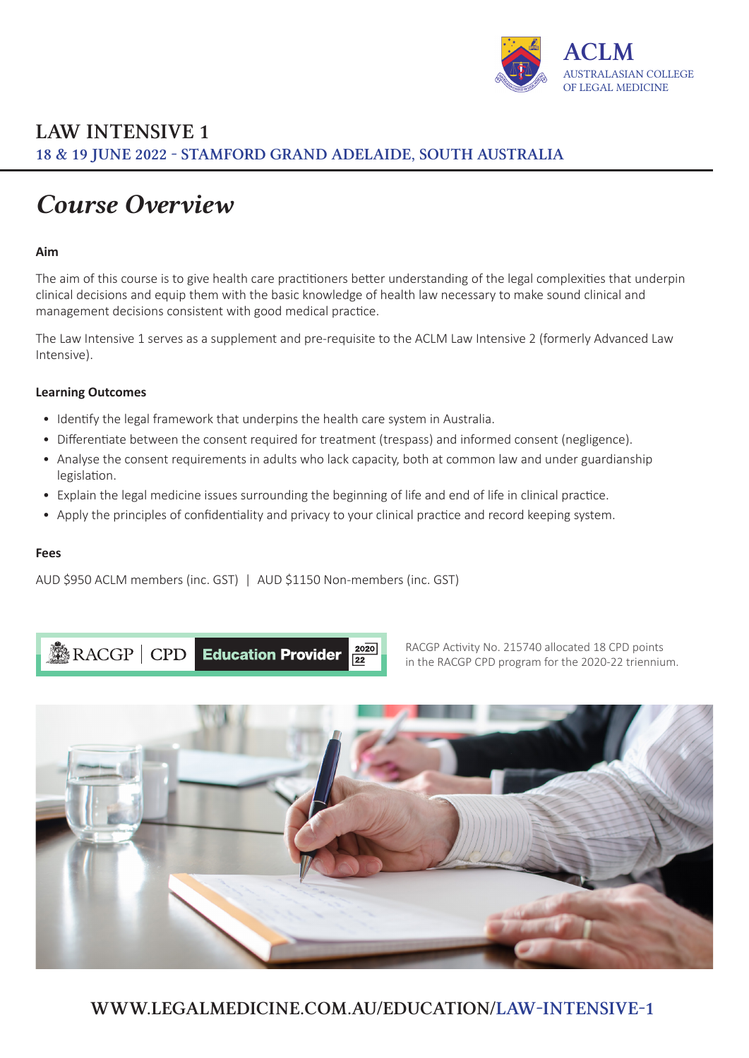ACLM
AUSTRALASIAN COLLEGE OF LEGAL MEDICINE

# LAW INTENSIVE 1

## 18 & 19 JUNE 2022 - STAMFORD GRAND ADELAIDE, SOUTH AUSTRALIA

## *Course Overview*

**Aim**

The aim of this course is to give health care practitioners better understanding of the legal complexities that underpin clinical decisions and equip them with the basic knowledge of health law necessary to make sound clinical and management decisions consistent with good medical practice.

The Law Intensive 1 serves as a supplement and pre-requisite to the ACLM Law Intensive 2 (formerly Advanced Law Intensive).

**Learning Outcomes**

- Identify the legal framework that underpins the health care system in Australia.
- Differentiate between the consent required for treatment (trespass) and informed consent (negligence).
- Analyse the consent requirements in adults who lack capacity, both at common law and under guardianship legislation.
- Explain the legal medicine issues surrounding the beginning of life and end of life in clinical practice.
- Apply the principles of confidentiality and privacy to your clinical practice and record keeping system.

**Fees**

AUD $950 ACLM members (inc. GST) | AUD $1150 Non-members (inc. GST)

RACGP | CPD Education Provider 2020-22

RACGP Activity No. 215740 allocated 18 CPD points in the RACGP CPD program for the 2020-22 triennium.

WWW.LEGALMEDICINE.COM.AU/EDUCATION/LAW-INTENSIVE-1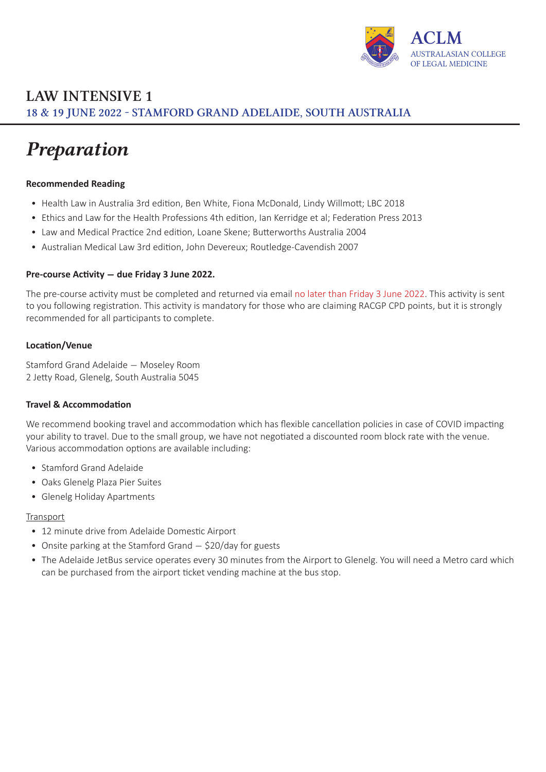# LAW INTENSIVE 1

## 18 & 19 JUNE 2022 - STAMFORD GRAND ADELAIDE, SOUTH AUSTRALIA

# *Preparation*

**Recommended Reading**

- Health Law in Australia 3rd edition, Ben White, Fiona McDonald, Lindy Willmott; LBC 2018
- Ethics and Law for the Health Professions 4th edition, Ian Kerridge et al; Federation Press 2013
- Law and Medical Practice 2nd edition, Loane Skene; Butterworths Australia 2004
- Australian Medical Law 3rd edition, John Devereux; Routledge-Cavendish 2007

**Pre-course Activity — due Friday 3 June 2022.**

The pre-course activity must be completed and returned via email no later than Friday 3 June 2022. This activity is sent to you following registration. This activity is mandatory for those who are claiming RACGP CPD points, but it is strongly recommended for all participants to complete.

**Location/Venue**

Stamford Grand Adelaide — Moseley Room
2 Jetty Road, Glenelg, South Australia 5045

**Travel & Accommodation**

We recommend booking travel and accommodation which has flexible cancellation policies in case of COVID impacting your ability to travel. Due to the small group, we have not negotiated a discounted room block rate with the venue. Various accommodation options are available including:

- Stamford Grand Adelaide
- Oaks Glenelg Plaza Pier Suites
- Glenelg Holiday Apartments

Transport

- 12 minute drive from Adelaide Domestic Airport
- Onsite parking at the Stamford Grand — $20/day for guests
- The Adelaide JetBus service operates every 30 minutes from the Airport to Glenelg. You will need a Metro card which can be purchased from the airport ticket vending machine at the bus stop.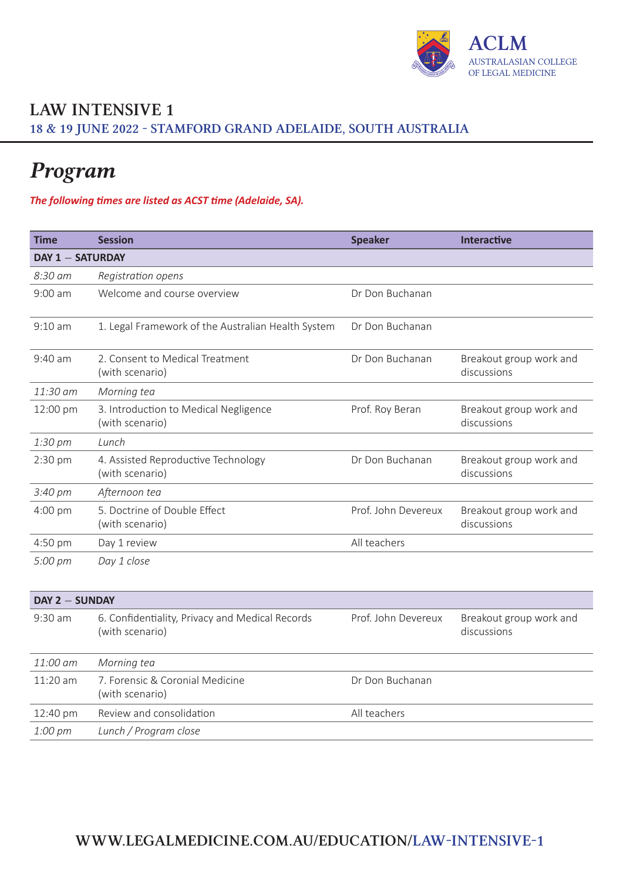ACLM
AUSTRALASIAN COLLEGE OF LEGAL MEDICINE

# LAW INTENSIVE 1

## 18 & 19 JUNE 2022 - STAMFORD GRAND ADELAIDE, SOUTH AUSTRALIA

# *Program*

***The following times are listed as ACST time (Adelaide, SA).***

| Time | Session | Speaker | Interactive |
|---|---|---|---|
| **DAY 1 — SATURDAY** | | | |
| *8:30 am* | *Registration opens* | | |
| 9:00 am | Welcome and course overview | Dr Don Buchanan | |
| 9:10 am | 1. Legal Framework of the Australian Health System | Dr Don Buchanan | |
| 9:40 am | 2. Consent to Medical Treatment (with scenario) | Dr Don Buchanan | Breakout group work and discussions |
| *11:30 am* | *Morning tea* | | |
| 12:00 pm | 3. Introduction to Medical Negligence (with scenario) | Prof. Roy Beran | Breakout group work and discussions |
| *1:30 pm* | *Lunch* | | |
| 2:30 pm | 4. Assisted Reproductive Technology (with scenario) | Dr Don Buchanan | Breakout group work and discussions |
| *3:40 pm* | *Afternoon tea* | | |
| 4:00 pm | 5. Doctrine of Double Effect (with scenario) | Prof. John Devereux | Breakout group work and discussions |
| 4:50 pm | Day 1 review | All teachers | |
| *5:00 pm* | *Day 1 close* | | |
| **DAY 2 — SUNDAY** | | | |
| 9:30 am | 6. Confidentiality, Privacy and Medical Records (with scenario) | Prof. John Devereux | Breakout group work and discussions |
| *11:00 am* | *Morning tea* | | |
| 11:20 am | 7. Forensic & Coronial Medicine (with scenario) | Dr Don Buchanan | |
| 12:40 pm | Review and consolidation | All teachers | |
| *1:00 pm* | *Lunch / Program close* | | |

**WWW.LEGALMEDICINE.COM.AU/EDUCATION/LAW-INTENSIVE-1**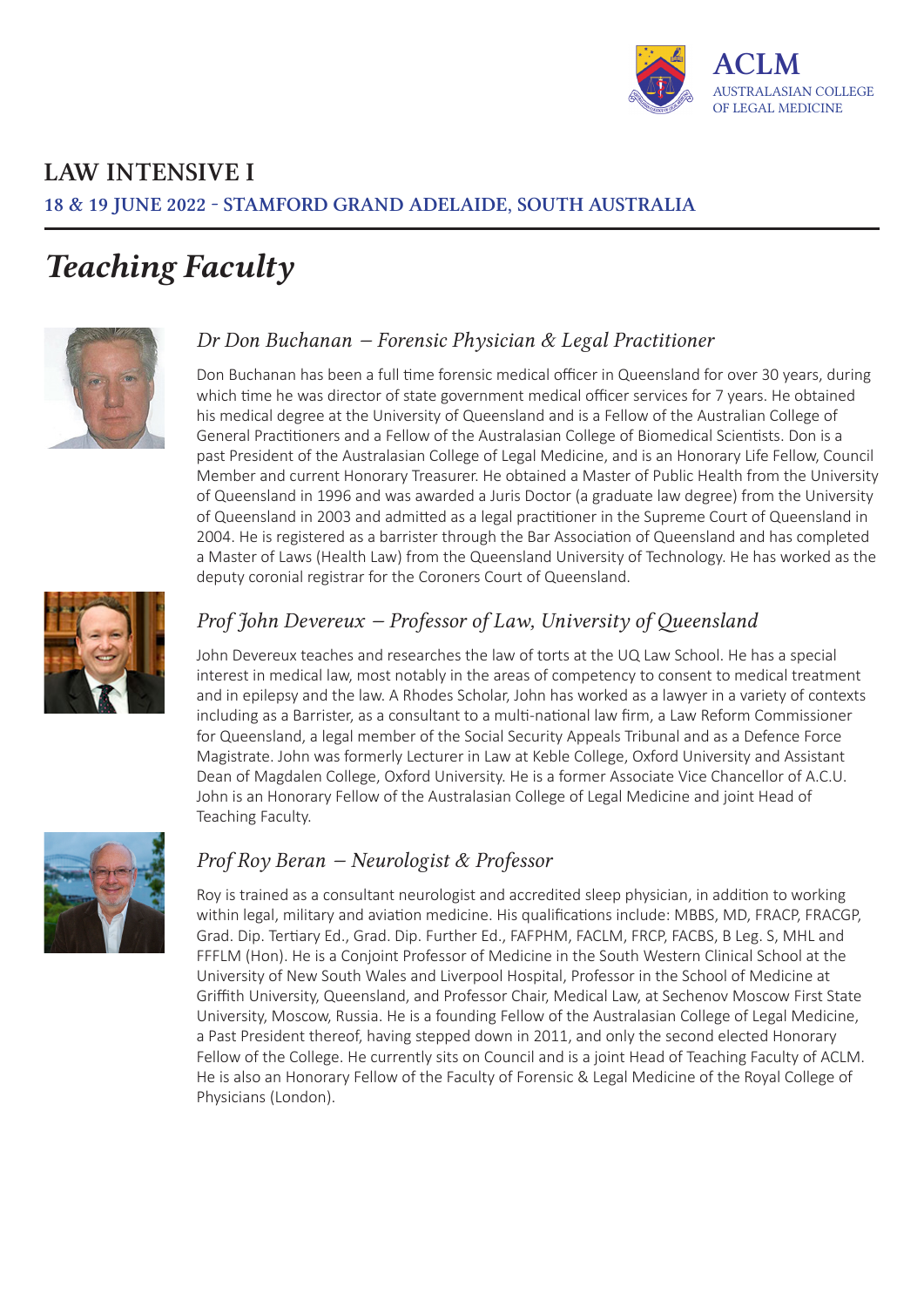ACLM
AUSTRALASIAN COLLEGE OF LEGAL MEDICINE

## LAW INTENSIVE I

**18 & 19 JUNE 2022 - STAMFORD GRAND ADELAIDE, SOUTH AUSTRALIA**

# *Teaching Faculty*

### *Dr Don Buchanan – Forensic Physician & Legal Practitioner*

Don Buchanan has been a full time forensic medical officer in Queensland for over 30 years, during which time he was director of state government medical officer services for 7 years. He obtained his medical degree at the University of Queensland and is a Fellow of the Australian College of General Practitioners and a Fellow of the Australasian College of Biomedical Scientists. Don is a past President of the Australasian College of Legal Medicine, and is an Honorary Life Fellow, Council Member and current Honorary Treasurer. He obtained a Master of Public Health from the University of Queensland in 1996 and was awarded a Juris Doctor (a graduate law degree) from the University of Queensland in 2003 and admitted as a legal practitioner in the Supreme Court of Queensland in 2004. He is registered as a barrister through the Bar Association of Queensland and has completed a Master of Laws (Health Law) from the Queensland University of Technology. He has worked as the deputy coronial registrar for the Coroners Court of Queensland.

### *Prof John Devereux – Professor of Law, University of Queensland*

John Devereux teaches and researches the law of torts at the UQ Law School. He has a special interest in medical law, most notably in the areas of competency to consent to medical treatment and in epilepsy and the law. A Rhodes Scholar, John has worked as a lawyer in a variety of contexts including as a Barrister, as a consultant to a multi-national law firm, a Law Reform Commissioner for Queensland, a legal member of the Social Security Appeals Tribunal and as a Defence Force Magistrate. John was formerly Lecturer in Law at Keble College, Oxford University and Assistant Dean of Magdalen College, Oxford University. He is a former Associate Vice Chancellor of A.C.U. John is an Honorary Fellow of the Australasian College of Legal Medicine and joint Head of Teaching Faculty.

### *Prof Roy Beran – Neurologist & Professor*

Roy is trained as a consultant neurologist and accredited sleep physician, in addition to working within legal, military and aviation medicine. His qualifications include: MBBS, MD, FRACP, FRACGP, Grad. Dip. Tertiary Ed., Grad. Dip. Further Ed., FAFPHM, FACLM, FRCP, FACBS, B Leg. S, MHL and FFFLM (Hon). He is a Conjoint Professor of Medicine in the South Western Clinical School at the University of New South Wales and Liverpool Hospital, Professor in the School of Medicine at Griffith University, Queensland, and Professor Chair, Medical Law, at Sechenov Moscow First State University, Moscow, Russia. He is a founding Fellow of the Australasian College of Legal Medicine, a Past President thereof, having stepped down in 2011, and only the second elected Honorary Fellow of the College. He currently sits on Council and is a joint Head of Teaching Faculty of ACLM. He is also an Honorary Fellow of the Faculty of Forensic & Legal Medicine of the Royal College of Physicians (London).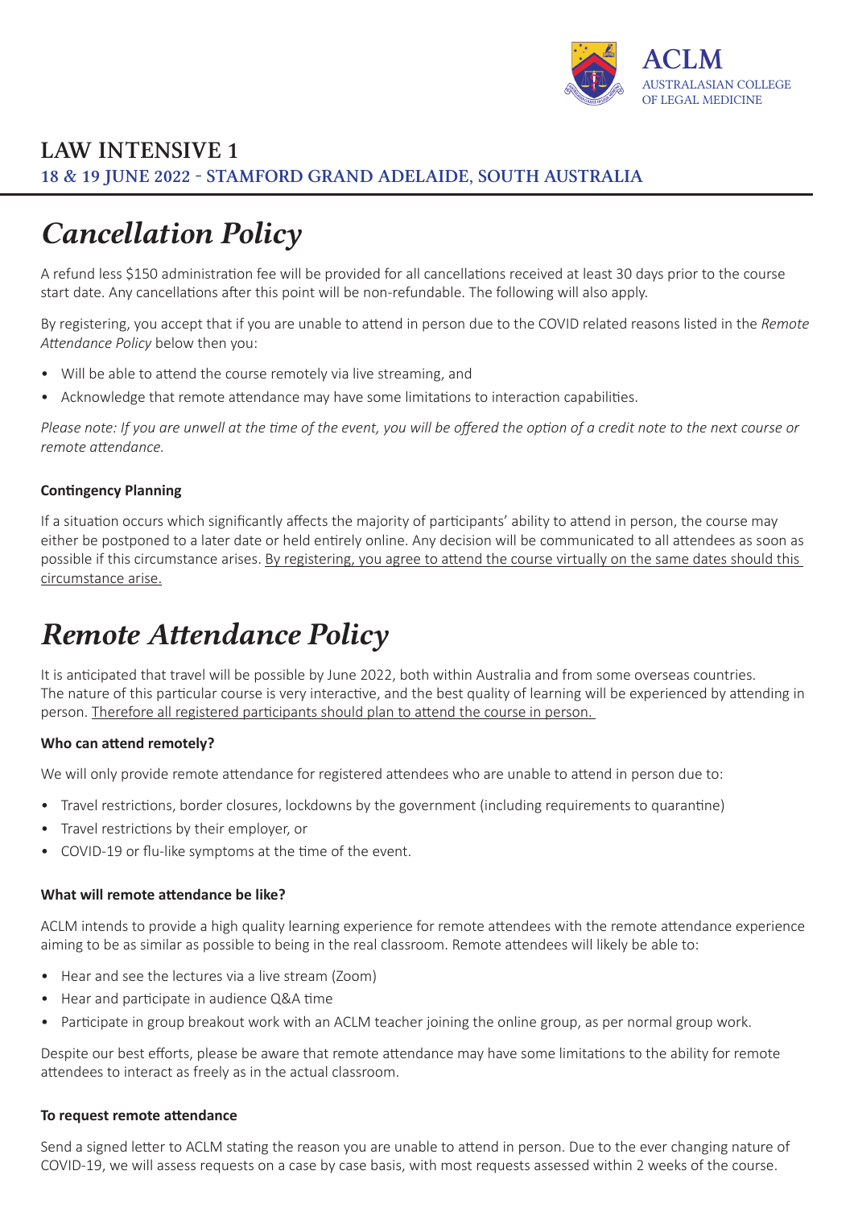ACLM
AUSTRALASIAN COLLEGE OF LEGAL MEDICINE

# LAW INTENSIVE 1

**18 & 19 JUNE 2022 - STAMFORD GRAND ADELAIDE, SOUTH AUSTRALIA**

## *Cancellation Policy*

A refund less $150 administration fee will be provided for all cancellations received at least 30 days prior to the course start date. Any cancellations after this point will be non-refundable. The following will also apply.

By registering, you accept that if you are unable to attend in person due to the COVID related reasons listed in the *Remote Attendance Policy* below then you:

- Will be able to attend the course remotely via live streaming, and
- Acknowledge that remote attendance may have some limitations to interaction capabilities.

*Please note: If you are unwell at the time of the event, you will be offered the option of a credit note to the next course or remote attendance.*

**Contingency Planning**

If a situation occurs which significantly affects the majority of participants' ability to attend in person, the course may either be postponed to a later date or held entirely online. Any decision will be communicated to all attendees as soon as possible if this circumstance arises. By registering, you agree to attend the course virtually on the same dates should this circumstance arise.

## *Remote Attendance Policy*

It is anticipated that travel will be possible by June 2022, both within Australia and from some overseas countries. The nature of this particular course is very interactive, and the best quality of learning will be experienced by attending in person. Therefore all registered participants should plan to attend the course in person.

**Who can attend remotely?**

We will only provide remote attendance for registered attendees who are unable to attend in person due to:

- Travel restrictions, border closures, lockdowns by the government (including requirements to quarantine)
- Travel restrictions by their employer, or
- COVID-19 or flu-like symptoms at the time of the event.

**What will remote attendance be like?**

ACLM intends to provide a high quality learning experience for remote attendees with the remote attendance experience aiming to be as similar as possible to being in the real classroom. Remote attendees will likely be able to:

- Hear and see the lectures via a live stream (Zoom)
- Hear and participate in audience Q&A time
- Participate in group breakout work with an ACLM teacher joining the online group, as per normal group work.

Despite our best efforts, please be aware that remote attendance may have some limitations to the ability for remote attendees to interact as freely as in the actual classroom.

**To request remote attendance**

Send a signed letter to ACLM stating the reason you are unable to attend in person. Due to the ever changing nature of COVID-19, we will assess requests on a case by case basis, with most requests assessed within 2 weeks of the course.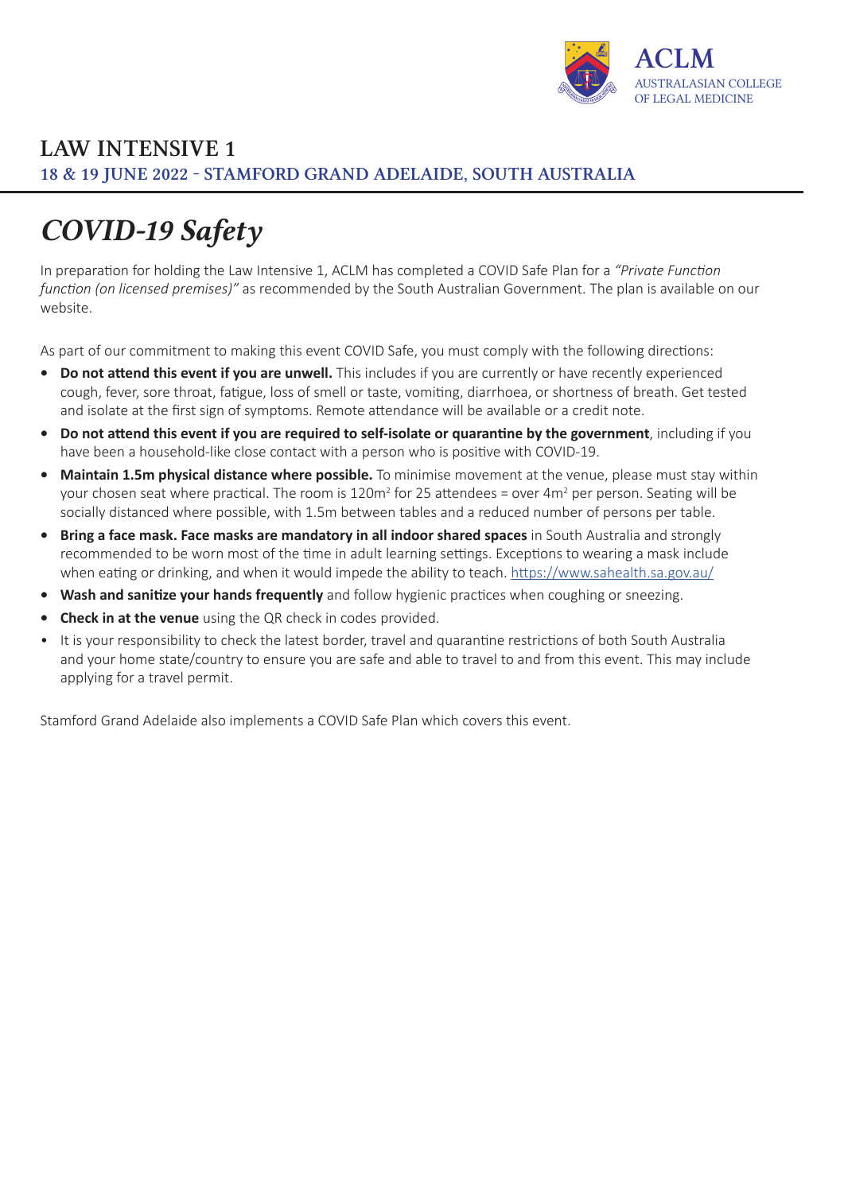ACLM
AUSTRALASIAN COLLEGE OF LEGAL MEDICINE

## LAW INTENSIVE 1

### 18 & 19 JUNE 2022 - STAMFORD GRAND ADELAIDE, SOUTH AUSTRALIA

# *COVID-19 Safety*

In preparation for holding the Law Intensive 1, ACLM has completed a COVID Safe Plan for a *"Private Function function (on licensed premises)"* as recommended by the South Australian Government. The plan is available on our website.

As part of our commitment to making this event COVID Safe, you must comply with the following directions:

- **Do not attend this event if you are unwell.** This includes if you are currently or have recently experienced cough, fever, sore throat, fatigue, loss of smell or taste, vomiting, diarrhoea, or shortness of breath. Get tested and isolate at the first sign of symptoms. Remote attendance will be available or a credit note.
- **Do not attend this event if you are required to self-isolate or quarantine by the government**, including if you have been a household-like close contact with a person who is positive with COVID-19.
- **Maintain 1.5m physical distance where possible.** To minimise movement at the venue, please must stay within your chosen seat where practical. The room is $120m^2$ for 25 attendees = over $4m^2$ per person. Seating will be socially distanced where possible, with 1.5m between tables and a reduced number of persons per table.
- **Bring a face mask. Face masks are mandatory in all indoor shared spaces** in South Australia and strongly recommended to be worn most of the time in adult learning settings. Exceptions to wearing a mask include when eating or drinking, and when it would impede the ability to teach. https://www.sahealth.sa.gov.au/
- **Wash and sanitize your hands frequently** and follow hygienic practices when coughing or sneezing.
- **Check in at the venue** using the QR check in codes provided.
- It is your responsibility to check the latest border, travel and quarantine restrictions of both South Australia and your home state/country to ensure you are safe and able to travel to and from this event. This may include applying for a travel permit.

Stamford Grand Adelaide also implements a COVID Safe Plan which covers this event.